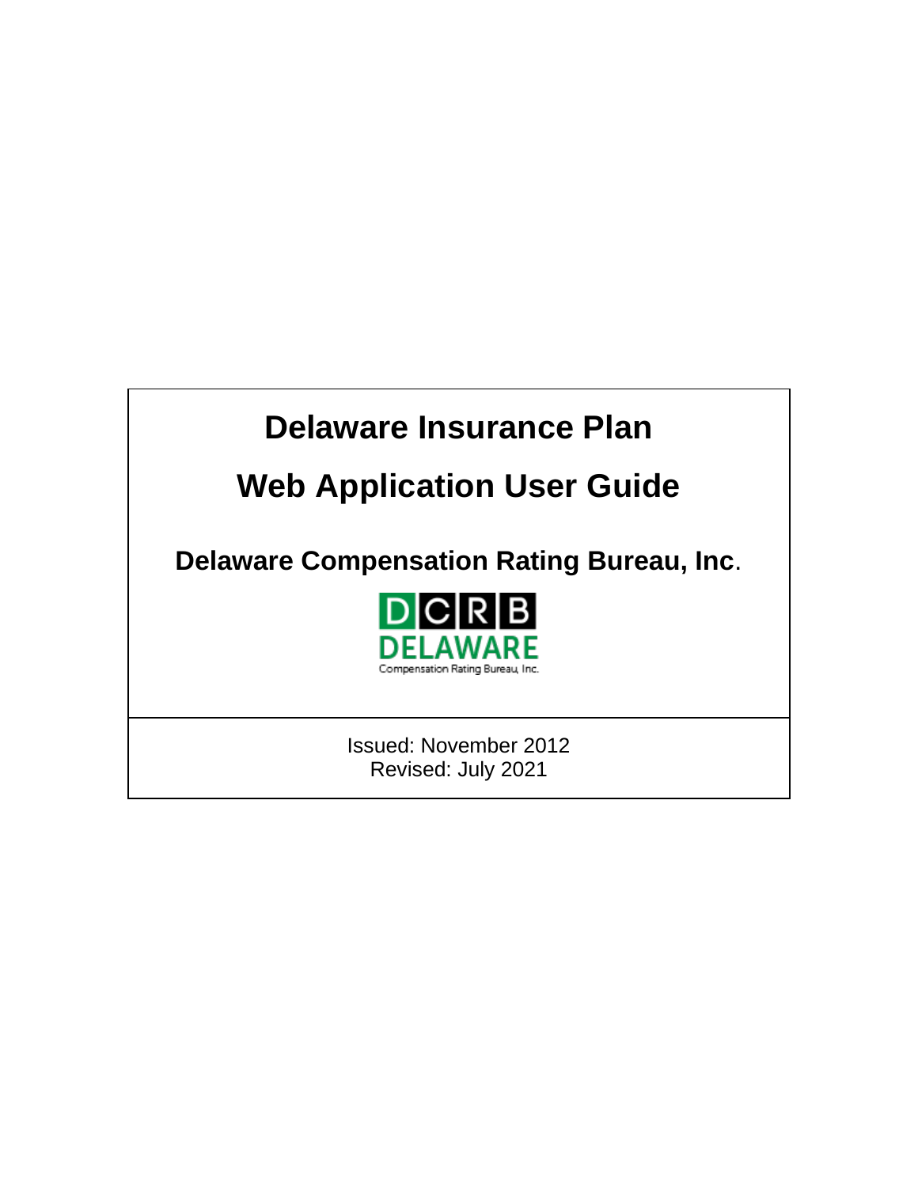# Delaware Insurance Plan

# Web Application User Guide

## Delaware Compensation Rating Bureau, Inc.

DCRB
DELAWARE
Compensation Rating Bureau, Inc.

Issued: November 2012
Revised: July 2021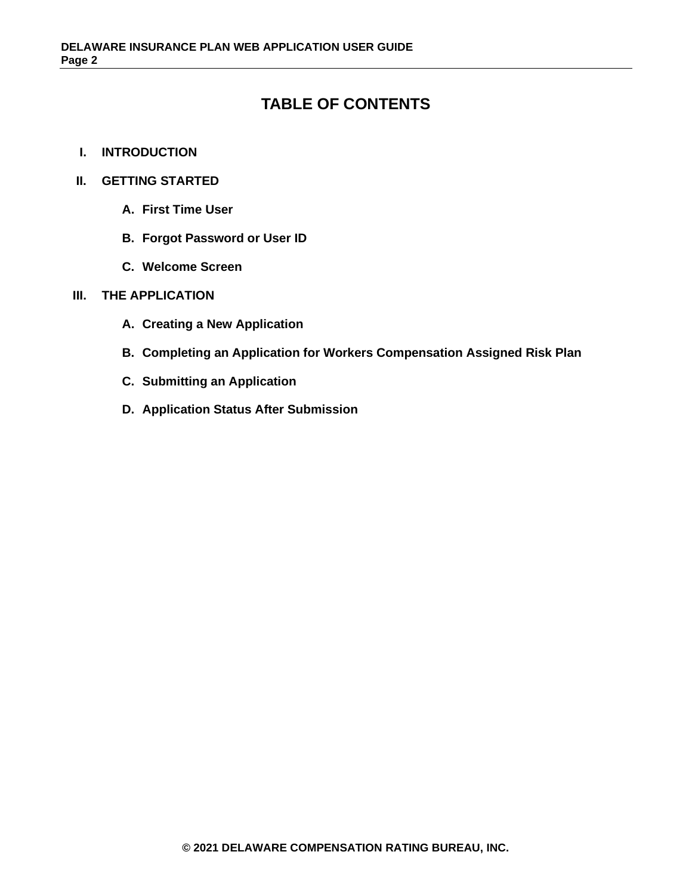# TABLE OF CONTENTS

**I. INTRODUCTION**

**II. GETTING STARTED**

- **A. First Time User**
- **B. Forgot Password or User ID**
- **C. Welcome Screen**

**III. THE APPLICATION**

- **A. Creating a New Application**
- **B. Completing an Application for Workers Compensation Assigned Risk Plan**
- **C. Submitting an Application**
- **D. Application Status After Submission**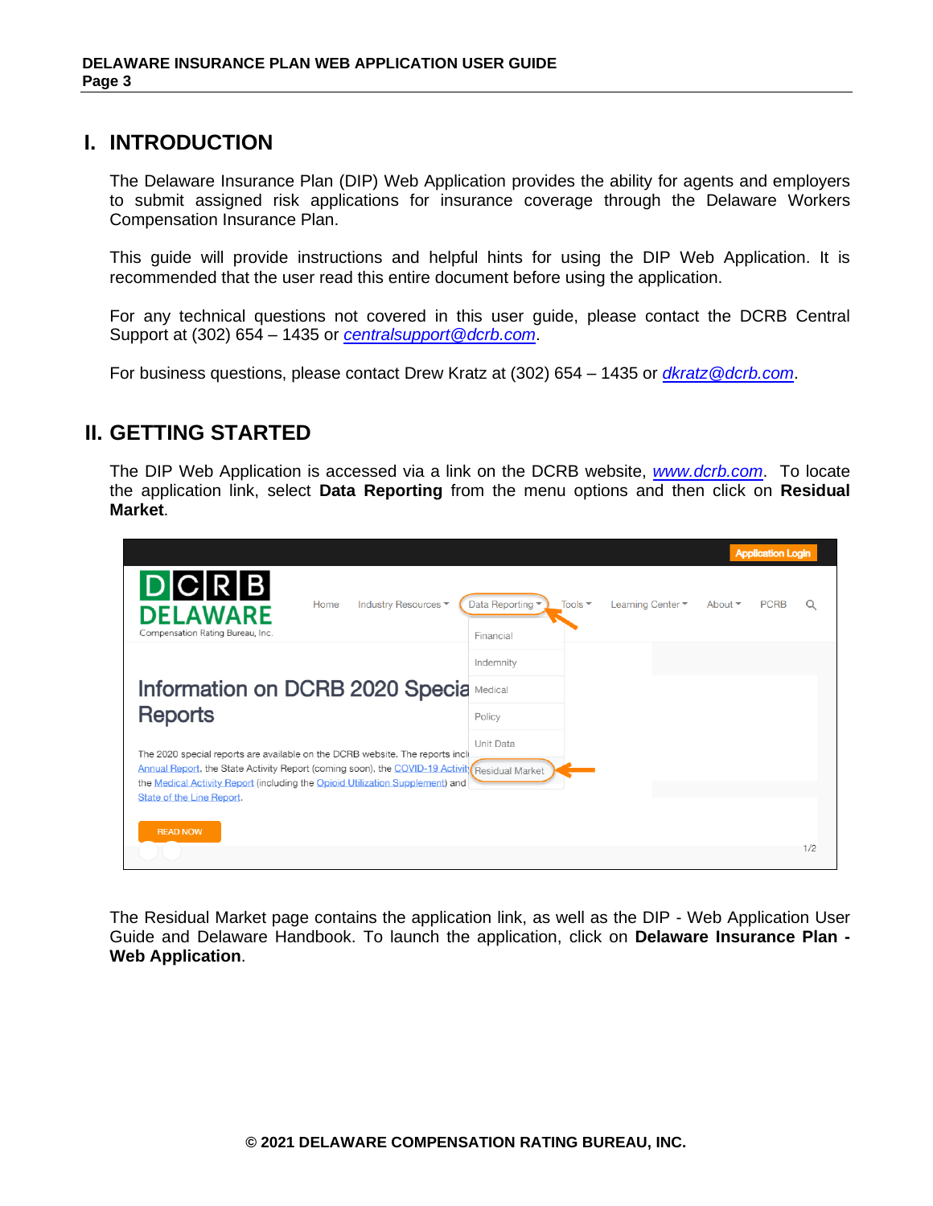# I. INTRODUCTION

The Delaware Insurance Plan (DIP) Web Application provides the ability for agents and employers to submit assigned risk applications for insurance coverage through the Delaware Workers Compensation Insurance Plan.

This guide will provide instructions and helpful hints for using the DIP Web Application. It is recommended that the user read this entire document before using the application.

For any technical questions not covered in this user guide, please contact the DCRB Central Support at (302) 654 – 1435 or *centralsupport@dcrb.com*.

For business questions, please contact Drew Kratz at (302) 654 – 1435 or *dkratz@dcrb.com*.

# II. GETTING STARTED

The DIP Web Application is accessed via a link on the DCRB website, *www.dcrb.com*. To locate the application link, select **Data Reporting** from the menu options and then click on **Residual Market**.

The Residual Market page contains the application link, as well as the DIP - Web Application User Guide and Delaware Handbook. To launch the application, click on **Delaware Insurance Plan - Web Application**.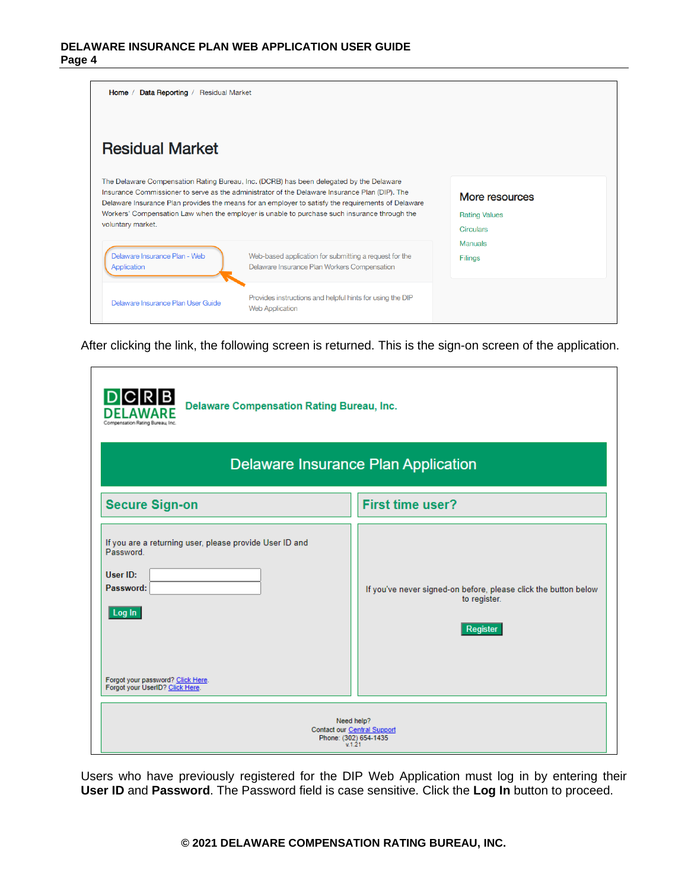Home / Data Reporting / Residual Market

## Residual Market

The Delaware Compensation Rating Bureau, Inc. (DCRB) has been delegated by the Delaware Insurance Commissioner to serve as the administrator of the Delaware Insurance Plan (DIP). The Delaware Insurance Plan provides the means for an employer to satisfy the requirements of Delaware Workers' Compensation Law when the employer is unable to purchase such insurance through the voluntary market.

| | |
|---|---|
| Delaware Insurance Plan - Web Application | Web-based application for submitting a request for the Delaware Insurance Plan Workers Compensation |
| Delaware Insurance Plan User Guide | Provides instructions and helpful hints for using the DIP Web Application |

**More resources**

- Rating Values
- Circulars
- Manuals
- Filings

After clicking the link, the following screen is returned. This is the sign-on screen of the application.

DCRB DELAWARE Compensation Rating Bureau, Inc. — Delaware Compensation Rating Bureau, Inc.

**Delaware Insurance Plan Application**

**Secure Sign-on**

If you are a returning user, please provide User ID and Password.

User ID:
Password:

Log In

Forgot your password? Click Here.
Forgot your UserID? Click Here.

**First time user?**

If you've never signed-on before, please click the button below to register.

Register

Need help?
Contact our Central Support
Phone: (302) 654-1435
v.1.21

Users who have previously registered for the DIP Web Application must log in by entering their **User ID** and **Password**. The Password field is case sensitive. Click the **Log In** button to proceed.

© 2021 DELAWARE COMPENSATION RATING BUREAU, INC.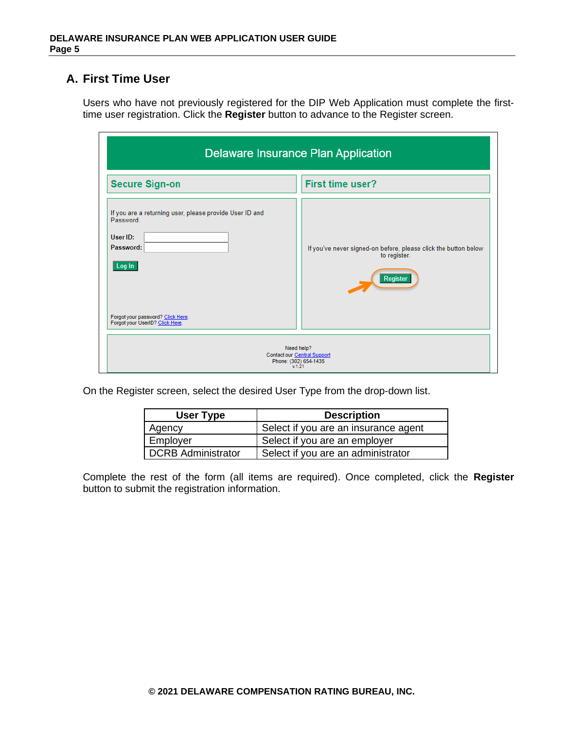## A. First Time User

Users who have not previously registered for the DIP Web Application must complete the first-time user registration. Click the **Register** button to advance to the Register screen.

On the Register screen, select the desired User Type from the drop-down list.

| User Type | Description |
|---|---|
| Agency | Select if you are an insurance agent |
| Employer | Select if you are an employer |
| DCRB Administrator | Select if you are an administrator |

Complete the rest of the form (all items are required). Once completed, click the **Register** button to submit the registration information.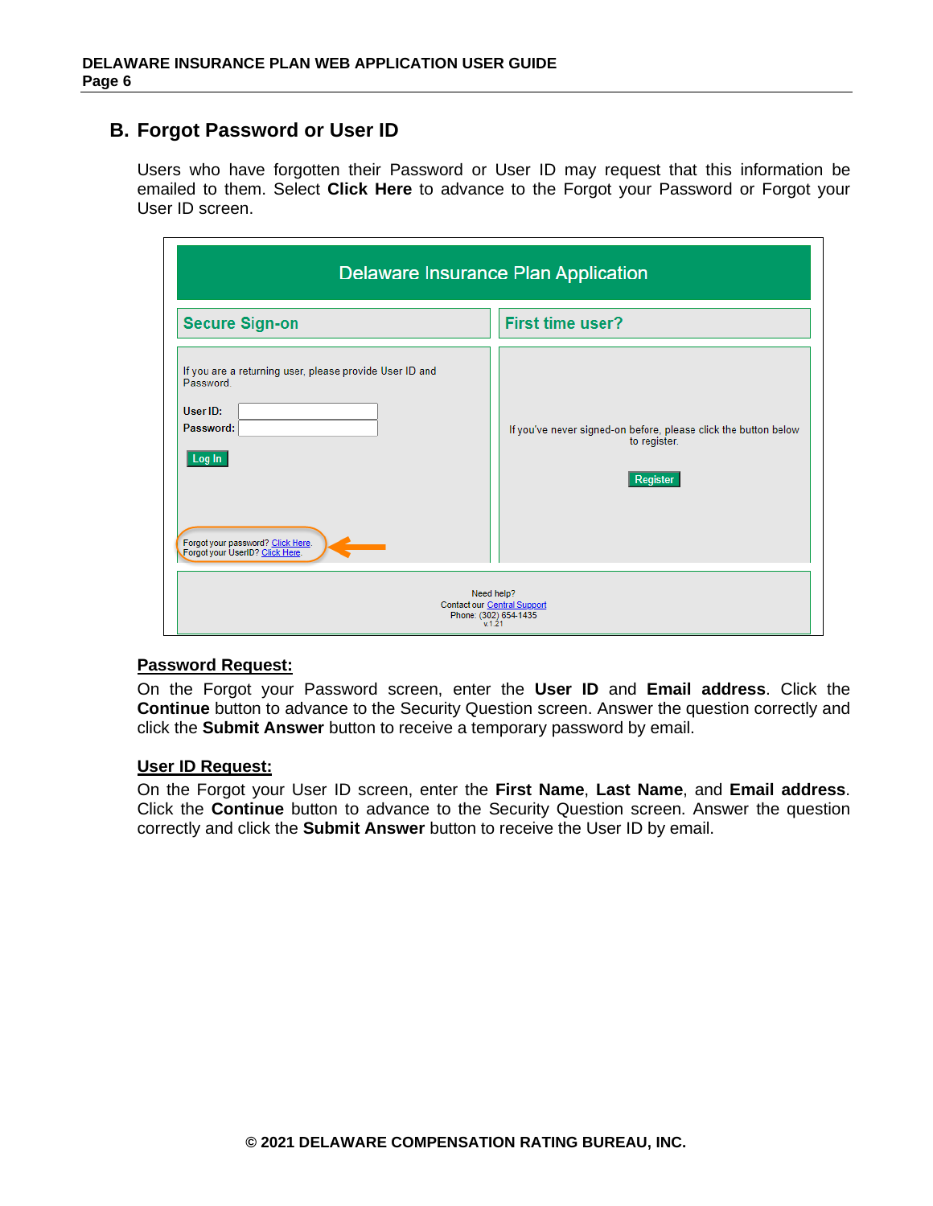## B. Forgot Password or User ID

Users who have forgotten their Password or User ID may request that this information be emailed to them. Select **Click Here** to advance to the Forgot your Password or Forgot your User ID screen.

Delaware Insurance Plan Application

Secure Sign-on

If you are a returning user, please provide User ID and Password.

User ID:

Password:

Log In

Forgot your password? Click Here.
Forgot your UserID? Click Here.

First time user?

If you've never signed-on before, please click the button below to register.

Register

Need help?
Contact our Central Support
Phone: (302) 654-1435
v.1.21

**Password Request:**

On the Forgot your Password screen, enter the **User ID** and **Email address**. Click the **Continue** button to advance to the Security Question screen. Answer the question correctly and click the **Submit Answer** button to receive a temporary password by email.

**User ID Request:**

On the Forgot your User ID screen, enter the **First Name**, **Last Name**, and **Email address**. Click the **Continue** button to advance to the Security Question screen. Answer the question correctly and click the **Submit Answer** button to receive the User ID by email.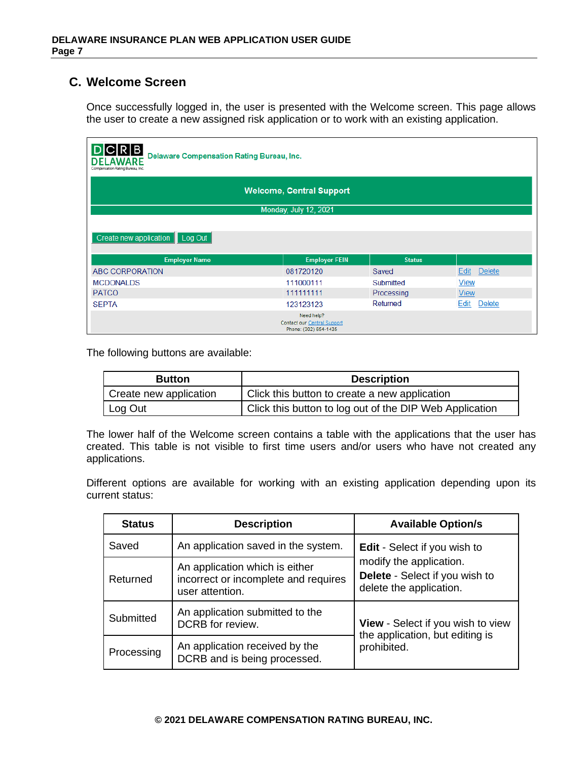## C. Welcome Screen

Once successfully logged in, the user is presented with the Welcome screen. This page allows the user to create a new assigned risk application or to work with an existing application.

The following buttons are available:

| Button | Description |
|---|---|
| Create new application | Click this button to create a new application |
| Log Out | Click this button to log out of the DIP Web Application |

The lower half of the Welcome screen contains a table with the applications that the user has created. This table is not visible to first time users and/or users who have not created any applications.

Different options are available for working with an existing application depending upon its current status:

| Status | Description | Available Option/s |
|---|---|---|
| Saved | An application saved in the system. | **Edit** - Select if you wish to modify the application. **Delete** - Select if you wish to delete the application. |
| Returned | An application which is either incorrect or incomplete and requires user attention. | |
| Submitted | An application submitted to the DCRB for review. | **View** - Select if you wish to view the application, but editing is prohibited. |
| Processing | An application received by the DCRB and is being processed. | |

© 2021 DELAWARE COMPENSATION RATING BUREAU, INC.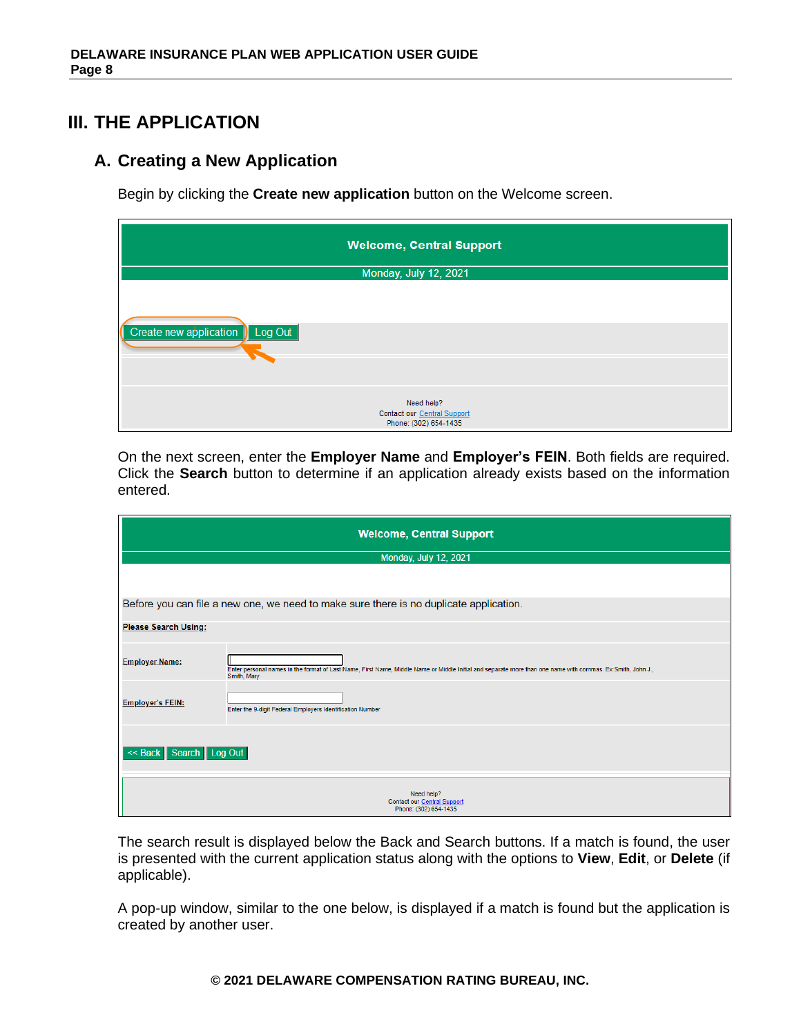# III. THE APPLICATION

## A. Creating a New Application

Begin by clicking the **Create new application** button on the Welcome screen.

Welcome, Central Support

Monday, July 12, 2021

Create new application | Log Out

Need help?
Contact our Central Support
Phone: (302) 654-1435

On the next screen, enter the **Employer Name** and **Employer's FEIN**. Both fields are required. Click the **Search** button to determine if an application already exists based on the information entered.

Welcome, Central Support

Monday, July 12, 2021

Before you can file a new one, we need to make sure there is no duplicate application.

Please Search Using:

Employer Name: Enter personal names in the format of Last Name, First Name, Middle Name or Middle Initial and separate more than one name with commas. Ex Smith, John J., Smith, Mary

Employer's FEIN: Enter the 9-digit Federal Employers Identification Number

<< Back | Search | Log Out

Need help?
Contact our Central Support
Phone: (302) 654-1435

The search result is displayed below the Back and Search buttons. If a match is found, the user is presented with the current application status along with the options to **View**, **Edit**, or **Delete** (if applicable).

A pop-up window, similar to the one below, is displayed if a match is found but the application is created by another user.

© 2021 DELAWARE COMPENSATION RATING BUREAU, INC.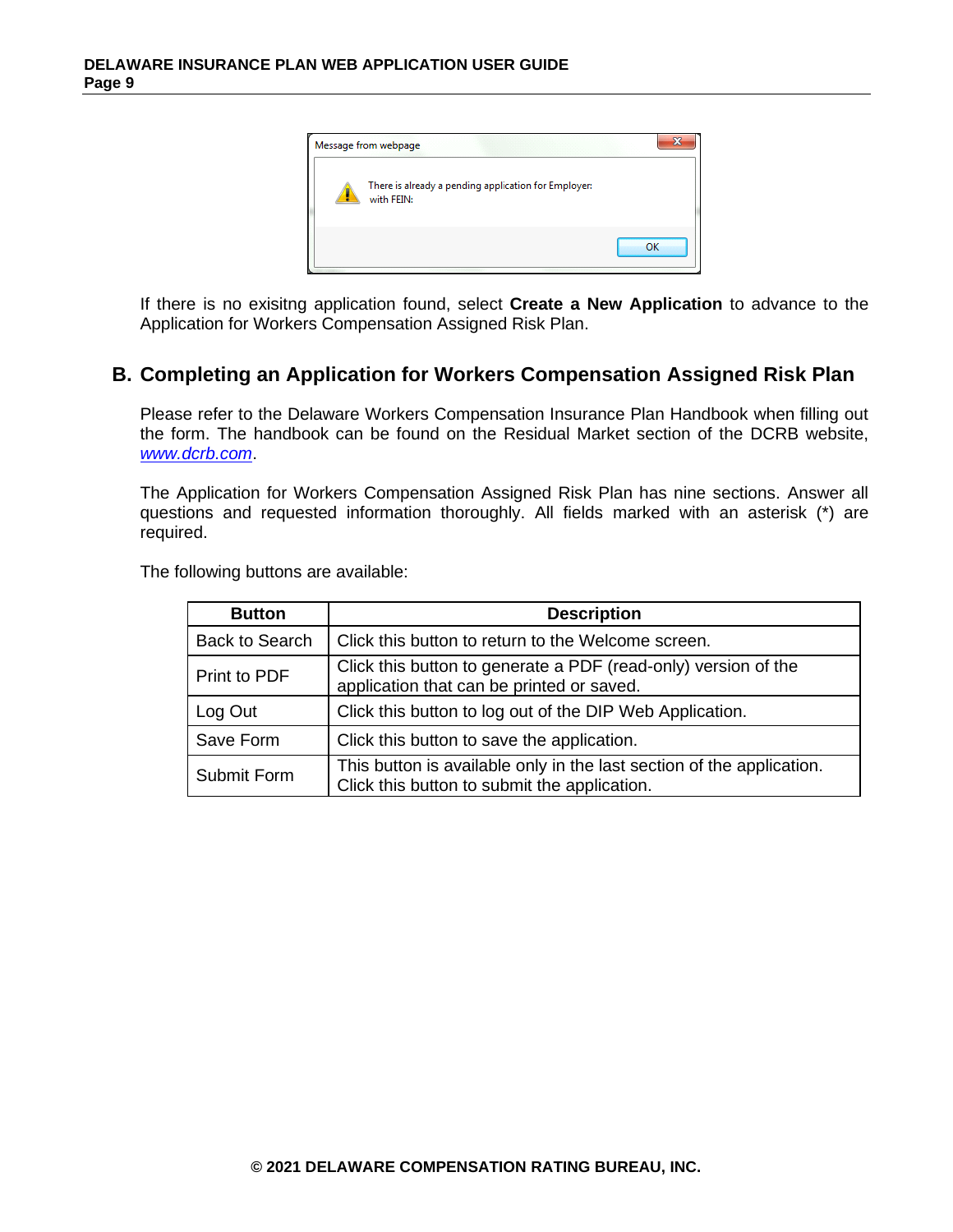If there is no exisitng application found, select **Create a New Application** to advance to the Application for Workers Compensation Assigned Risk Plan.

## B. Completing an Application for Workers Compensation Assigned Risk Plan

Please refer to the Delaware Workers Compensation Insurance Plan Handbook when filling out the form. The handbook can be found on the Residual Market section of the DCRB website, [www.dcrb.com](http://www.dcrb.com).

The Application for Workers Compensation Assigned Risk Plan has nine sections. Answer all questions and requested information thoroughly. All fields marked with an asterisk (*) are required.

The following buttons are available:

| Button | Description |
|---|---|
| Back to Search | Click this button to return to the Welcome screen. |
| Print to PDF | Click this button to generate a PDF (read-only) version of the application that can be printed or saved. |
| Log Out | Click this button to log out of the DIP Web Application. |
| Save Form | Click this button to save the application. |
| Submit Form | This button is available only in the last section of the application. Click this button to submit the application. |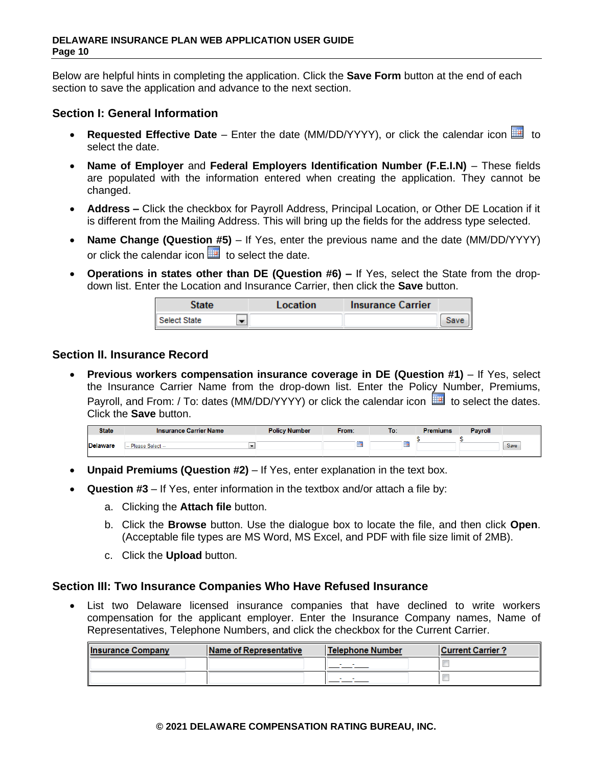Below are helpful hints in completing the application. Click the **Save Form** button at the end of each section to save the application and advance to the next section.

### Section I: General Information

- **Requested Effective Date** – Enter the date (MM/DD/YYYY), or click the calendar icon to select the date.
- **Name of Employer** and **Federal Employers Identification Number (F.E.I.N)** – These fields are populated with the information entered when creating the application. They cannot be changed.
- **Address –** Click the checkbox for Payroll Address, Principal Location, or Other DE Location if it is different from the Mailing Address. This will bring up the fields for the address type selected.
- **Name Change (Question #5)** – If Yes, enter the previous name and the date (MM/DD/YYYY) or click the calendar icon to select the date.
- **Operations in states other than DE (Question #6) –** If Yes, select the State from the drop-down list. Enter the Location and Insurance Carrier, then click the **Save** button.

| State | Location | Insurance Carrier | |
|---|---|---|---|
| Select State | | | Save |

### Section II. Insurance Record

- **Previous workers compensation insurance coverage in DE (Question #1)** – If Yes, select the Insurance Carrier Name from the drop-down list. Enter the Policy Number, Premiums, Payroll, and From: / To: dates (MM/DD/YYYY) or click the calendar icon to select the dates. Click the **Save** button.

| State | Insurance Carrier Name | Policy Number | From: | To: | Premiums | Payroll | |
|---|---|---|---|---|---|---|---|
| Delaware | -- Please Select -- | | | | $ | $ | Save |

- **Unpaid Premiums (Question #2)** – If Yes, enter explanation in the text box.
- **Question #3** – If Yes, enter information in the textbox and/or attach a file by:
  a. Clicking the **Attach file** button.
  b. Click the **Browse** button. Use the dialogue box to locate the file, and then click **Open**. (Acceptable file types are MS Word, MS Excel, and PDF with file size limit of 2MB).
  c. Click the **Upload** button.

### Section III: Two Insurance Companies Who Have Refused Insurance

- List two Delaware licensed insurance companies that have declined to write workers compensation for the applicant employer. Enter the Insurance Company names, Name of Representatives, Telephone Numbers, and click the checkbox for the Current Carrier.

| Insurance Company | Name of Representative | Telephone Number | Current Carrier ? |
|---|---|---|---|
| | | ___-___-____ | ☐ |
| | | ___-___-____ | ☐ |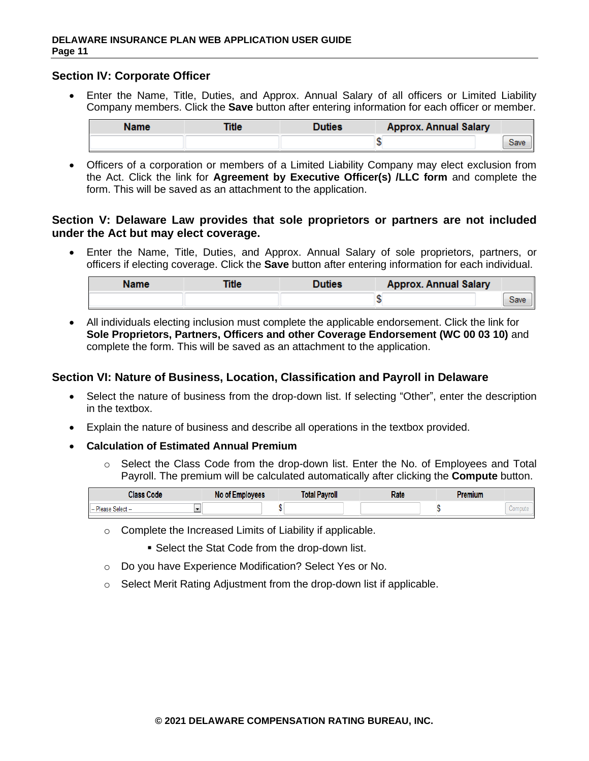## Section IV: Corporate Officer

- Enter the Name, Title, Duties, and Approx. Annual Salary of all officers or Limited Liability Company members. Click the **Save** button after entering information for each officer or member.

| Name | Title | Duties | Approx. Annual Salary | |
|---|---|---|---|---|
| | | | $ | Save |

- Officers of a corporation or members of a Limited Liability Company may elect exclusion from the Act. Click the link for **Agreement by Executive Officer(s) /LLC form** and complete the form. This will be saved as an attachment to the application.

## Section V: Delaware Law provides that sole proprietors or partners are not included under the Act but may elect coverage.

- Enter the Name, Title, Duties, and Approx. Annual Salary of sole proprietors, partners, or officers if electing coverage. Click the **Save** button after entering information for each individual.

| Name | Title | Duties | Approx. Annual Salary | |
|---|---|---|---|---|
| | | | $ | Save |

- All individuals electing inclusion must complete the applicable endorsement. Click the link for **Sole Proprietors, Partners, Officers and other Coverage Endorsement (WC 00 03 10)** and complete the form. This will be saved as an attachment to the application.

## Section VI: Nature of Business, Location, Classification and Payroll in Delaware

- Select the nature of business from the drop-down list. If selecting "Other", enter the description in the textbox.
- Explain the nature of business and describe all operations in the textbox provided.
- **Calculation of Estimated Annual Premium**
  - Select the Class Code from the drop-down list. Enter the No. of Employees and Total Payroll. The premium will be calculated automatically after clicking the **Compute** button.

| Class Code | No of Employees | Total Payroll | Rate | Premium | |
|---|---|---|---|---|---|
| -- Please Select -- | | $ | | $ | Compute |

  - Complete the Increased Limits of Liability if applicable.
    - Select the Stat Code from the drop-down list.
  - Do you have Experience Modification? Select Yes or No.
  - Select Merit Rating Adjustment from the drop-down list if applicable.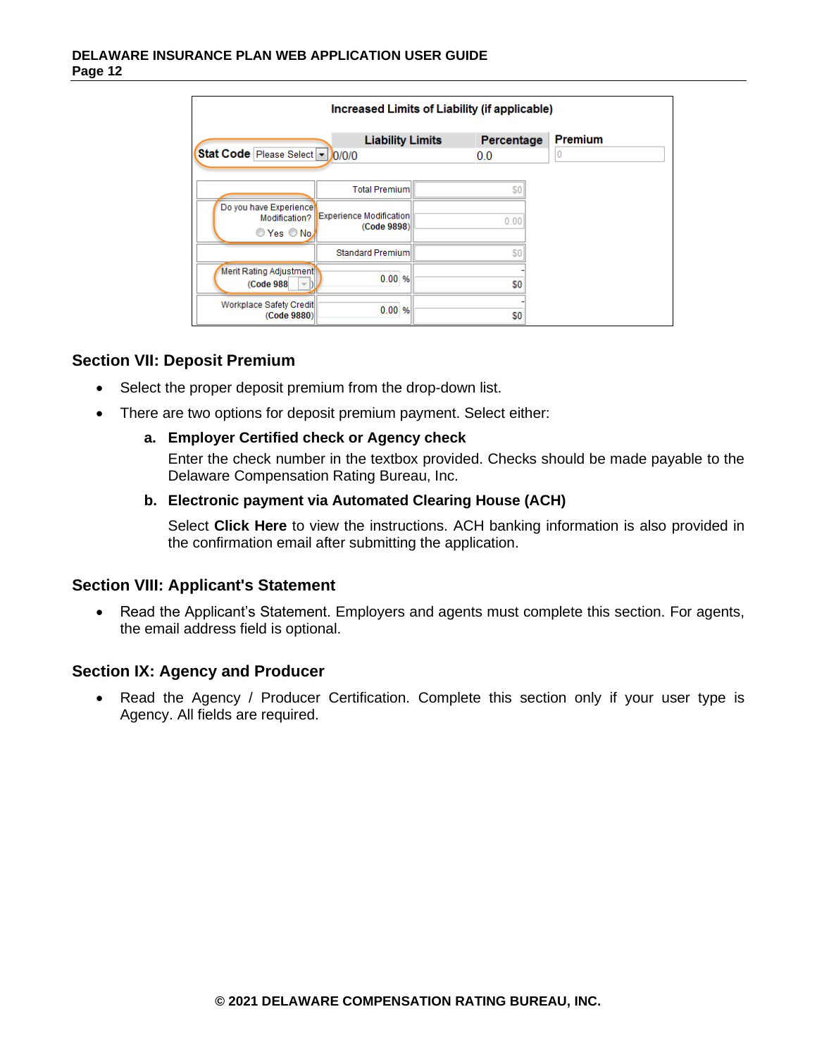**Increased Limits of Liability (if applicable)**

| Stat Code | Liability Limits | Percentage | Premium |
|---|---|---|---|
| Please Select | 0/0/0 | 0.0 | 0 |

| | | |
|---|---|---|
| | Total Premium | $0 |
| Do you have Experience Modification? Yes No | Experience Modification (Code 9898) | 0.00 |
| | Standard Premium | $0 |
| Merit Rating Adjustment (Code 988 ) | 0.00 % | - $0 |
| Workplace Safety Credit (Code 9880) | 0.00 % | - $0 |

## Section VII: Deposit Premium

- Select the proper deposit premium from the drop-down list.
- There are two options for deposit premium payment. Select either:
  - **a. Employer Certified check or Agency check**

    Enter the check number in the textbox provided. Checks should be made payable to the Delaware Compensation Rating Bureau, Inc.
  - **b. Electronic payment via Automated Clearing House (ACH)**

    Select **Click Here** to view the instructions. ACH banking information is also provided in the confirmation email after submitting the application.

## Section VIII: Applicant's Statement

- Read the Applicant's Statement. Employers and agents must complete this section. For agents, the email address field is optional.

## Section IX: Agency and Producer

- Read the Agency / Producer Certification. Complete this section only if your user type is Agency. All fields are required.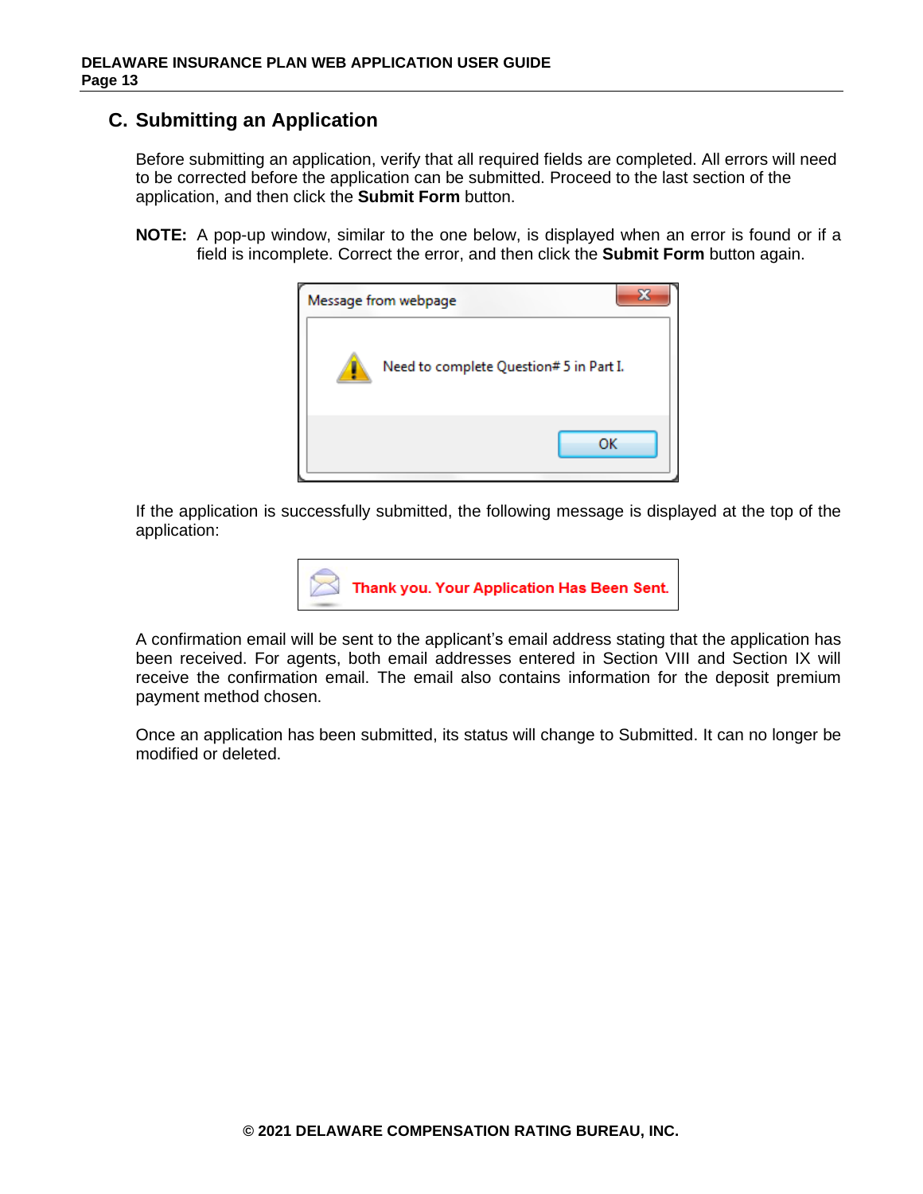## C. Submitting an Application

Before submitting an application, verify that all required fields are completed. All errors will need to be corrected before the application can be submitted. Proceed to the last section of the application, and then click the **Submit Form** button.

**NOTE:** A pop-up window, similar to the one below, is displayed when an error is found or if a field is incomplete. Correct the error, and then click the **Submit Form** button again.

Message from webpage

Need to complete Question# 5 in Part I.

OK

If the application is successfully submitted, the following message is displayed at the top of the application:

Thank you. Your Application Has Been Sent.

A confirmation email will be sent to the applicant's email address stating that the application has been received. For agents, both email addresses entered in Section VIII and Section IX will receive the confirmation email. The email also contains information for the deposit premium payment method chosen.

Once an application has been submitted, its status will change to Submitted. It can no longer be modified or deleted.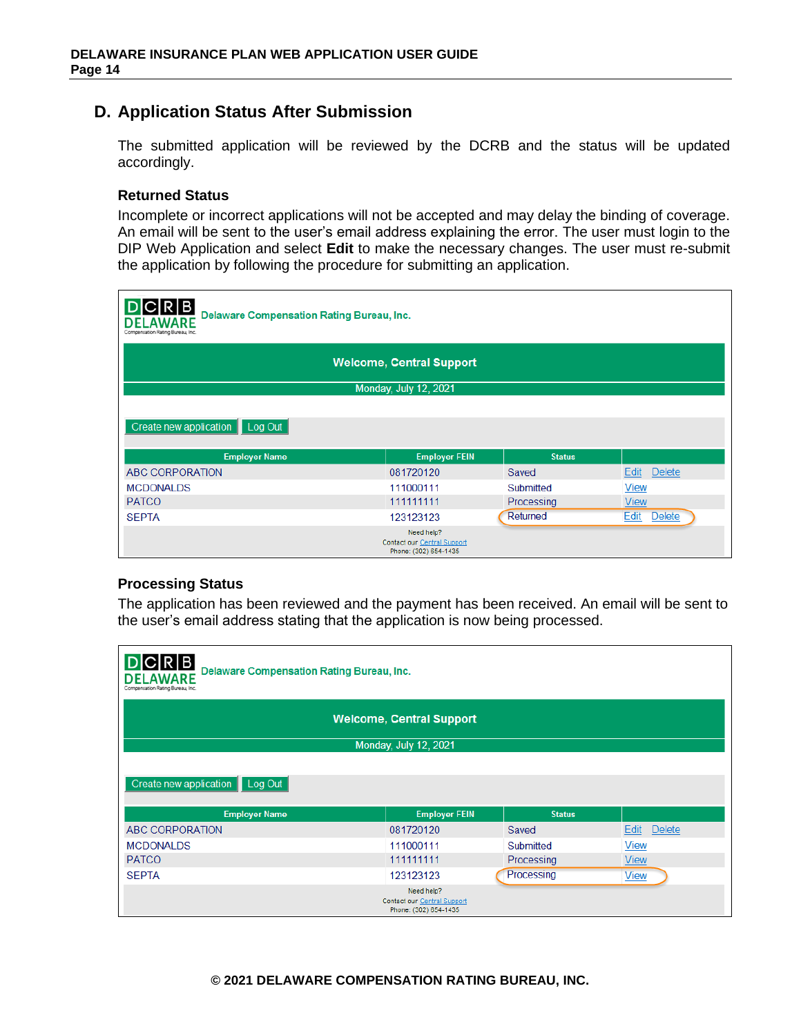## D. Application Status After Submission

The submitted application will be reviewed by the DCRB and the status will be updated accordingly.

### Returned Status

Incomplete or incorrect applications will not be accepted and may delay the binding of coverage. An email will be sent to the user's email address explaining the error. The user must login to the DIP Web Application and select **Edit** to make the necessary changes. The user must re-submit the application by following the procedure for submitting an application.

DCRB DELAWARE Compensation Rating Bureau, Inc. — Delaware Compensation Rating Bureau, Inc.

Welcome, Central Support

Monday, July 12, 2021

Create new application | Log Out

| Employer Name | Employer FEIN | Status | |
|---|---|---|---|
| ABC CORPORATION | 081720120 | Saved | Edit Delete |
| MCDONALDS | 111000111 | Submitted | View |
| PATCO | 111111111 | Processing | View |
| SEPTA | 123123123 | Returned | Edit Delete |

Need help?
Contact our Central Support
Phone: (302) 654-1435

### Processing Status

The application has been reviewed and the payment has been received. An email will be sent to the user's email address stating that the application is now being processed.

DCRB DELAWARE Compensation Rating Bureau, Inc. — Delaware Compensation Rating Bureau, Inc.

Welcome, Central Support

Monday, July 12, 2021

Create new application | Log Out

| Employer Name | Employer FEIN | Status | |
|---|---|---|---|
| ABC CORPORATION | 081720120 | Saved | Edit Delete |
| MCDONALDS | 111000111 | Submitted | View |
| PATCO | 111111111 | Processing | View |
| SEPTA | 123123123 | Processing | View |

Need help?
Contact our Central Support
Phone: (302) 654-1435

© 2021 DELAWARE COMPENSATION RATING BUREAU, INC.